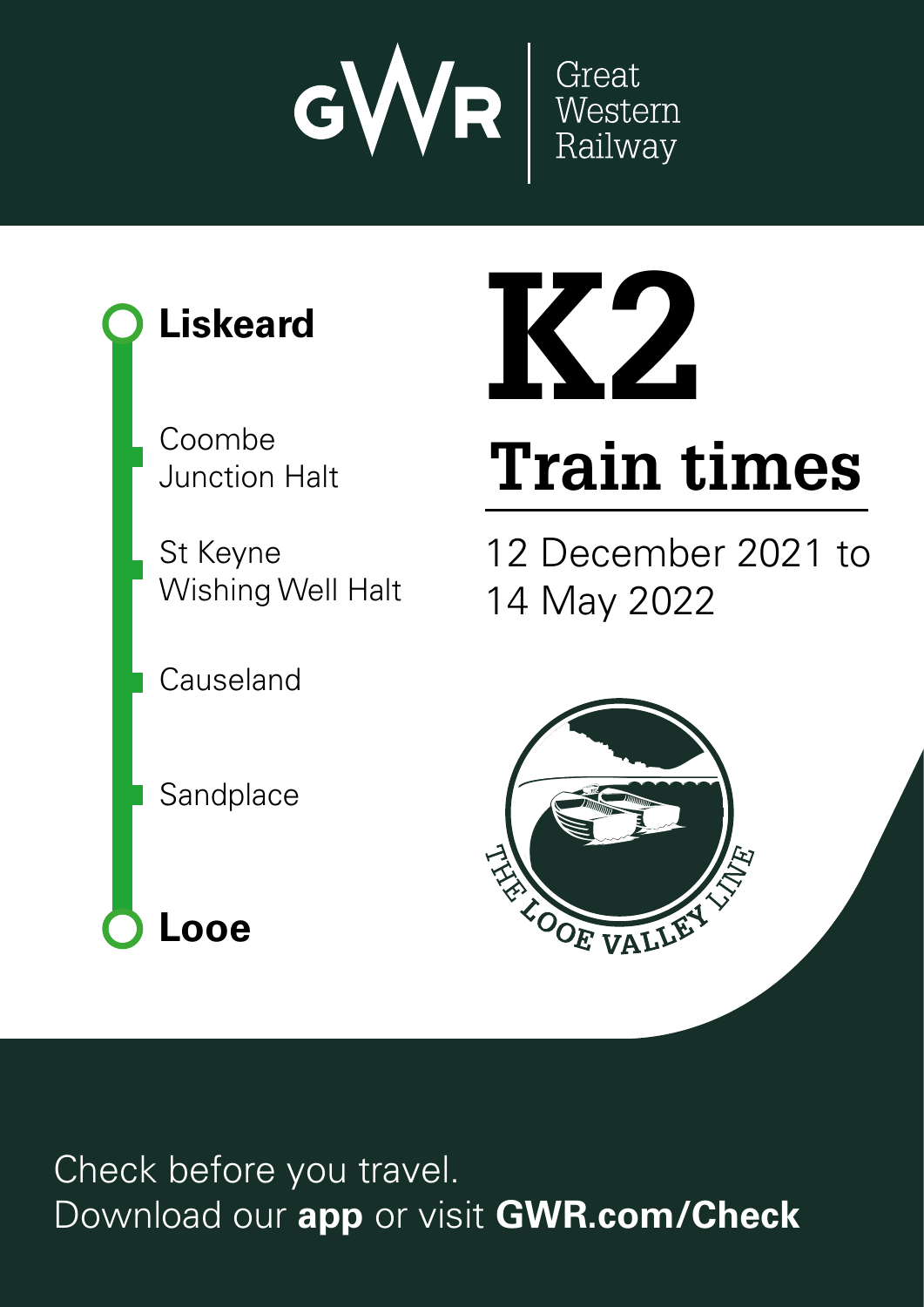GWR | Great Western Railway

# K2

# Train times

12 December 2021 to 14 May 2022

- **Liskeard**
- Coombe Junction Halt
- St Keyne Wishing Well Halt
- Causeland
- Sandplace
- **Looe**

THE LOOE VALLEY LINE

Check before you travel.
Download our **app** or visit **GWR.com/Check**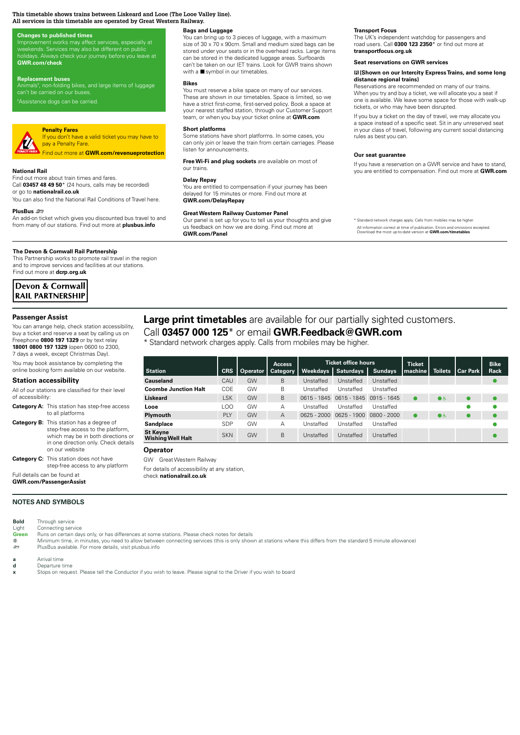**This timetable shows trains between Liskeard and Looe (The Looe Valley line).**
**All services in this timetable are operated by Great Western Railway.**

### Changes to published times

Improvement works may affect services, especially at weekends. Services may also be different on public holidays. Always check your journey before you leave at **GWR.com/check**

### Replacement buses

Animals[†], non-folding bikes, and large items of luggage can't be carried on our buses.

[†]Assistance dogs can be carried.

### Penalty Fares

If you don't have a valid ticket you may have to pay a Penalty Fare.

Find out more at **GWR.com/revenueprotection**

### National Rail

Find out more about train times and fares.
Call **03457 48 49 50*** (24 hours, calls may be recorded)
or go to **nationalrail.co.uk**
You can also find the National Rail Conditions of Travel here.

### PlusBus

An add-on ticket which gives you discounted bus travel to and from many of our stations. Find out more at **plusbus.info**

### Bags and Luggage

You can bring up to 3 pieces of luggage, with a maximum size of 30 x 70 x 90cm. Small and medium sized bags can be stored under your seats or in the overhead racks. Large items can be stored in the dedicated luggage areas. Surfboards can't be taken on our IET trains. Look for GWR trains shown with a ■ symbol in our timetables.

### Bikes

You must reserve a bike space on many of our services. These are shown in our timetables. Space is limited, so we have a strict first-come, first-served policy. Book a space at your nearest staffed station, through our Customer Support team, or when you buy your ticket online at **GWR.com**

### Short platforms

Some stations have short platforms. In some cases, you can only join or leave the train from certain carriages. Please listen for announcements.

**Free Wi-Fi and plug sockets** are available on most of our trains.

### Delay Repay

You are entitled to compensation if your journey has been delayed for 15 minutes or more. Find out more at **GWR.com/DelayRepay**

### Great Western Railway Customer Panel

Our panel is set up for you to tell us your thoughts and give us feedback on how we are doing. Find out more at **GWR.com/Panel**

### Transport Focus

The UK's independent watchdog for passengers and road users. Call **0300 123 2350*** or find out more at **transportfocus.org.uk**

### Seat reservations on GWR services

**(Shown on our Intercity Express Trains, and some long distance regional trains)**

Reservations are recommended on many of our trains. When you try and buy a ticket, we will allocate you a seat if one is available. We leave some space for those with walk-up tickets, or who may have been disrupted.

If you buy a ticket on the day of travel, we may allocate you a space instead of a specific seat. Sit in any unreserved seat in your class of travel, following any current social distancing rules as best you can.

### Our seat guarantee

If you have a reservation on a GWR service and have to stand, you are entitled to compensation. Find out more at **GWR.com**

* Standard network charges apply. Calls from mobiles may be higher

All information correct at time of publication. Errors and omissions excepted.
Download the most up-to-date version at **GWR.com/timetables**

### The Devon & Cornwall Rail Partnership

This Partnership works to promote rail travel in the region and to improve services and facilities at our stations.
Find out more at **dcrp.org.uk**

**Devon & Cornwall RAIL PARTNERSHIP**

### Passenger Assist

You can arrange help, check station accessibility, buy a ticket and reserve a seat by calling us on Freephone **0800 197 1329** or by text relay **18001 0800 197 1329** (open 0600 to 2300, 7 days a week, except Christmas Day).

You may book assistance by completing the online booking form available on our website.

### Station accessibility

All of our stations are classified for their level of accessibility:

- **Category A:** This station has step-free access to all platforms
- **Category B:** This station has a degree of step-free access to the platform, which may be in both directions or in one direction only. Check details on our website
- **Category C:** This station does not have step-free access to any platform

Full details can be found at **GWR.com/PassengerAssist**

**Large print timetables** are available for our partially sighted customers.
Call **03457 000 125*** or email **GWR.Feedback@GWR.com**
* Standard network charges apply. Calls from mobiles may be higher.

| Station | CRS | Operator | Access Category | Ticket office hours | | | Ticket machine | Toilets | Car Park | Bike Rack |
|---|---|---|---|---|---|---|---|---|---|---|
| | | | | Weekdays | Saturdays | Sundays | | | | |
| **Causeland** | CAU | GW | B | Unstaffed | Unstaffed | Unstaffed | | | | ● |
| **Coombe Junction Halt** | COE | GW | B | Unstaffed | Unstaffed | Unstaffed | | | | |
| **Liskeard** | LSK | GW | B | 0615 - 1845 | 0615 - 1845 | 0915 - 1645 | ● | ● ♿ | ● | ● |
| **Looe** | LOO | GW | A | Unstaffed | Unstaffed | Unstaffed | | | ● | ● |
| **Plymouth** | PLY | GW | A | 0625 - 2000 | 0625 - 1900 | 0800 - 2000 | ● | ● ♿ | ● | ● |
| **Sandplace** | SDP | GW | A | Unstaffed | Unstaffed | Unstaffed | | | | ● |
| **St Keyne Wishing Well Halt** | SKN | GW | B | Unstaffed | Unstaffed | Unstaffed | | | | ● |

### Operator

GW Great Western Railway

For details of accessibility at any station, check **nationalrail.co.uk**

## NOTES AND SYMBOLS

- **Bold** Through service
- Light Connecting service
- **Green** Runs on certain days only, or has differences at some stations. Please check notes for details
- Ⓢ Minimum time, in minutes, you need to allow between connecting services (this is only shown at stations where this differs from the standard 5 minute allowance)
- PlusBus available. For more details, visit plusbus.info

- **a** Arrival time
- **d** Departure time
- **x** Stops on request. Please tell the Conductor if you wish to leave. Please signal to the Driver if you wish to board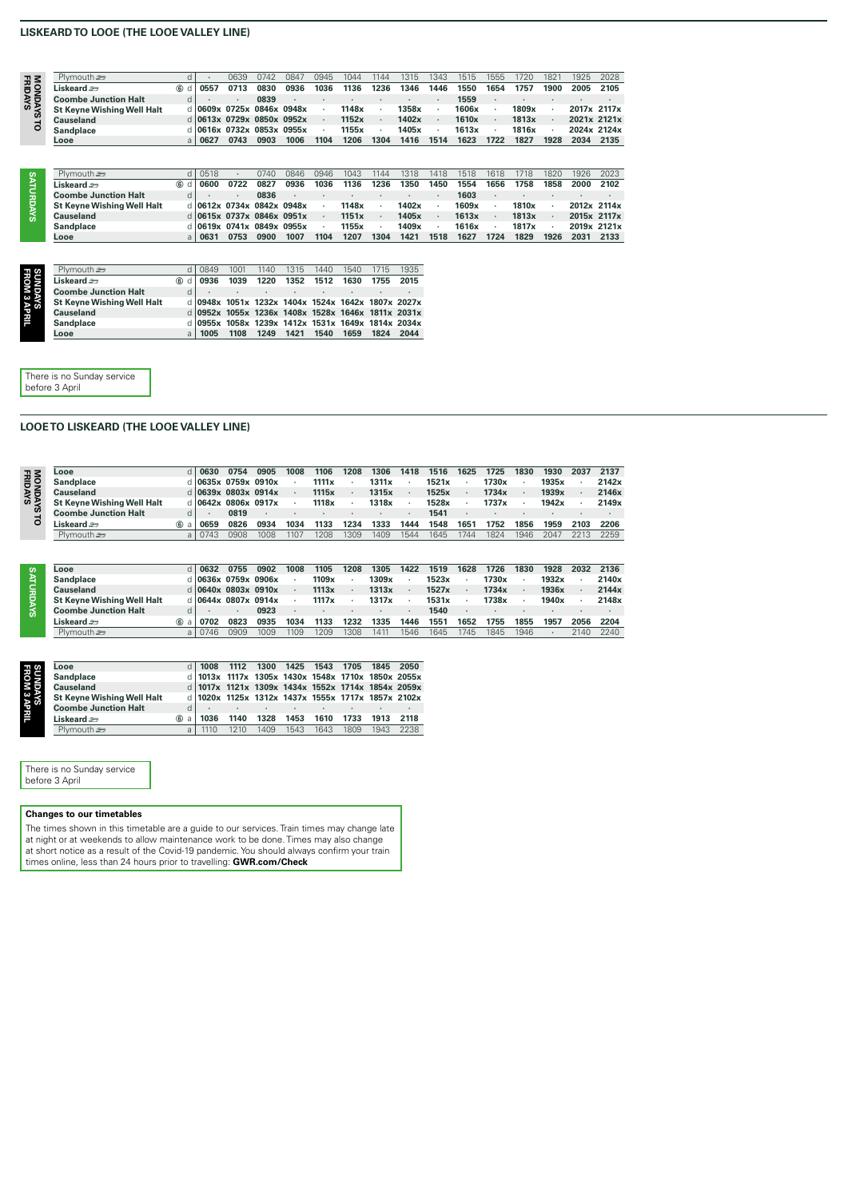## LISKEARD TO LOOE (THE LOOE VALLEY LINE)

**MONDAYS TO FRIDAYS**

| | | | | | | | | | | | | | | | | | | |
|---|---|---|---|---|---|---|---|---|---|---|---|---|---|---|---|---|---|---|
| Plymouth | d | · | 0639 | 0742 | 0847 | 0945 | 1044 | 1144 | 1315 | 1343 | 1515 | 1555 | 1720 | 1821 | 1925 | 2028 |
| **Liskeard** | ⑥ d | **0557** | **0713** | **0830** | **0936** | **1036** | **1136** | **1236** | **1346** | **1446** | **1550** | **1654** | **1757** | **1900** | **2005** | **2105** |
| **Coombe Junction Halt** | d | · | · | **0839** | · | · | · | · | · | · | **1559** | · | · | · | · | · |
| **St Keyne Wishing Well Halt** | d | **0609x** | **0725x** | **0846x** | **0948x** | · | **1148x** | · | **1358x** | · | **1606x** | · | **1809x** | · | **2017x** | **2117x** |
| **Causeland** | d | **0613x** | **0729x** | **0850x** | **0952x** | · | **1152x** | · | **1402x** | · | **1610x** | · | **1813x** | · | **2021x** | **2121x** |
| **Sandplace** | d | **0616x** | **0732x** | **0853x** | **0955x** | · | **1155x** | · | **1405x** | · | **1613x** | · | **1816x** | · | **2024x** | **2124x** |
| **Looe** | a | **0627** | **0743** | **0903** | **1006** | **1104** | **1206** | **1304** | **1416** | **1514** | **1623** | **1722** | **1827** | **1928** | **2034** | **2135** |

**SATURDAYS**

| | | | | | | | | | | | | | | | | | | |
|---|---|---|---|---|---|---|---|---|---|---|---|---|---|---|---|---|---|---|
| Plymouth | d | 0518 | · | 0740 | 0846 | 0946 | 1043 | 1144 | 1318 | 1418 | 1518 | 1618 | 1718 | 1820 | 1926 | 2023 |
| **Liskeard** | ⑥ d | **0600** | **0722** | **0827** | **0936** | **1036** | **1136** | **1236** | **1350** | **1450** | **1554** | **1656** | **1758** | **1858** | **2000** | **2102** |
| **Coombe Junction Halt** | d | · | · | **0836** | · | · | · | · | · | · | **1603** | · | · | · | · | · |
| **St Keyne Wishing Well Halt** | d | **0612x** | **0734x** | **0842x** | **0948x** | · | **1148x** | · | **1402x** | · | **1609x** | · | **1810x** | · | **2012x** | **2114x** |
| **Causeland** | d | **0615x** | **0737x** | **0846x** | **0951x** | · | **1151x** | · | **1405x** | · | **1613x** | · | **1813x** | · | **2015x** | **2117x** |
| **Sandplace** | d | **0619x** | **0741x** | **0849x** | **0955x** | · | **1155x** | · | **1409x** | · | **1616x** | · | **1817x** | · | **2019x** | **2121x** |
| **Looe** | a | **0631** | **0753** | **0900** | **1007** | **1104** | **1207** | **1304** | **1421** | **1518** | **1627** | **1724** | **1829** | **1926** | **2031** | **2133** |

**SUNDAYS FROM 3 APRIL**

| | | | | | | | | | |
|---|---|---|---|---|---|---|---|---|---|
| Plymouth | d | 0849 | 1001 | 1140 | 1315 | 1440 | 1540 | 1715 | 1935 |
| **Liskeard** | ⑥ d | **0936** | **1039** | **1220** | **1352** | **1512** | **1630** | **1755** | **2015** |
| **Coombe Junction Halt** | d | · | · | · | · | · | · | · | · |
| **St Keyne Wishing Well Halt** | d | **0948x** | **1051x** | **1232x** | **1404x** | **1524x** | **1642x** | **1807x** | **2027x** |
| **Causeland** | d | **0952x** | **1055x** | **1236x** | **1408x** | **1528x** | **1646x** | **1811x** | **2031x** |
| **Sandplace** | d | **0955x** | **1058x** | **1239x** | **1412x** | **1531x** | **1649x** | **1814x** | **2034x** |
| **Looe** | a | **1005** | **1108** | **1249** | **1421** | **1540** | **1659** | **1824** | **2044** |

There is no Sunday service before 3 April

## LOOE TO LISKEARD (THE LOOE VALLEY LINE)

**MONDAYS TO FRIDAYS**

| | | | | | | | | | | | | | | | | | | |
|---|---|---|---|---|---|---|---|---|---|---|---|---|---|---|---|---|---|---|
| **Looe** | d | **0630** | **0754** | **0905** | **1008** | **1106** | **1208** | **1306** | **1418** | **1516** | **1625** | **1725** | **1830** | **1930** | **2037** | **2137** |
| **Sandplace** | d | **0635x** | **0759x** | **0910x** | · | **1111x** | · | **1311x** | · | **1521x** | · | **1730x** | · | **1935x** | · | **2142x** |
| **Causeland** | d | **0639x** | **0803x** | **0914x** | · | **1115x** | · | **1315x** | · | **1525x** | · | **1734x** | · | **1939x** | · | **2146x** |
| **St Keyne Wishing Well Halt** | d | **0642x** | **0806x** | **0917x** | · | **1118x** | · | **1318x** | · | **1528x** | · | **1737x** | · | **1942x** | · | **2149x** |
| **Coombe Junction Halt** | d | · | **0819** | · | · | · | · | · | · | **1541** | · | · | · | · | · | · |
| **Liskeard** | ⑥ a | **0659** | **0826** | **0934** | **1034** | **1133** | **1234** | **1333** | **1444** | **1548** | **1651** | **1752** | **1856** | **1959** | **2103** | **2206** |
| Plymouth | a | 0743 | 0908 | 1008 | 1107 | 1208 | 1309 | 1409 | 1544 | 1645 | 1744 | 1824 | 1946 | 2047 | 2213 | 2259 |

**SATURDAYS**

| | | | | | | | | | | | | | | | | | | |
|---|---|---|---|---|---|---|---|---|---|---|---|---|---|---|---|---|---|---|
| **Looe** | d | **0632** | **0755** | **0902** | **1008** | **1105** | **1208** | **1305** | **1422** | **1519** | **1628** | **1726** | **1830** | **1928** | **2032** | **2136** |
| **Sandplace** | d | **0636x** | **0759x** | **0906x** | · | **1109x** | · | **1309x** | · | **1523x** | · | **1730x** | · | **1932x** | · | **2140x** |
| **Causeland** | d | **0640x** | **0803x** | **0910x** | · | **1113x** | · | **1313x** | · | **1527x** | · | **1734x** | · | **1936x** | · | **2144x** |
| **St Keyne Wishing Well Halt** | d | **0644x** | **0807x** | **0914x** | · | **1117x** | · | **1317x** | · | **1531x** | · | **1738x** | · | **1940x** | · | **2148x** |
| **Coombe Junction Halt** | d | · | · | **0923** | · | · | · | · | · | **1540** | · | · | · | · | · | · |
| **Liskeard** | ⑥ a | **0702** | **0823** | **0935** | **1034** | **1133** | **1232** | **1335** | **1446** | **1551** | **1652** | **1755** | **1855** | **1957** | **2056** | **2204** |
| Plymouth | a | 0746 | 0909 | 1009 | 1109 | 1209 | 1308 | 1411 | 1546 | 1645 | 1745 | 1845 | 1946 | · | 2140 | 2240 |

**SUNDAYS FROM 3 APRIL**

| | | | | | | | | | |
|---|---|---|---|---|---|---|---|---|---|
| **Looe** | d | **1008** | **1112** | **1300** | **1425** | **1543** | **1705** | **1845** | **2050** |
| **Sandplace** | d | **1013x** | **1117x** | **1305x** | **1430x** | **1548x** | **1710x** | **1850x** | **2055x** |
| **Causeland** | d | **1017x** | **1121x** | **1309x** | **1434x** | **1552x** | **1714x** | **1854x** | **2059x** |
| **St Keyne Wishing Well Halt** | d | **1020x** | **1125x** | **1312x** | **1437x** | **1555x** | **1717x** | **1857x** | **2102x** |
| **Coombe Junction Halt** | d | · | · | · | · | · | · | · | · |
| **Liskeard** | ⑥ a | **1036** | **1140** | **1328** | **1453** | **1610** | **1733** | **1913** | **2118** |
| Plymouth | a | 1110 | 1210 | 1409 | 1543 | 1643 | 1809 | 1943 | 2238 |

There is no Sunday service before 3 April

**Changes to our timetables**

The times shown in this timetable are a guide to our services. Train times may change late at night or at weekends to allow maintenance work to be done. Times may also change at short notice as a result of the Covid-19 pandemic. You should always confirm your train times online, less than 24 hours prior to travelling: **GWR.com/Check**